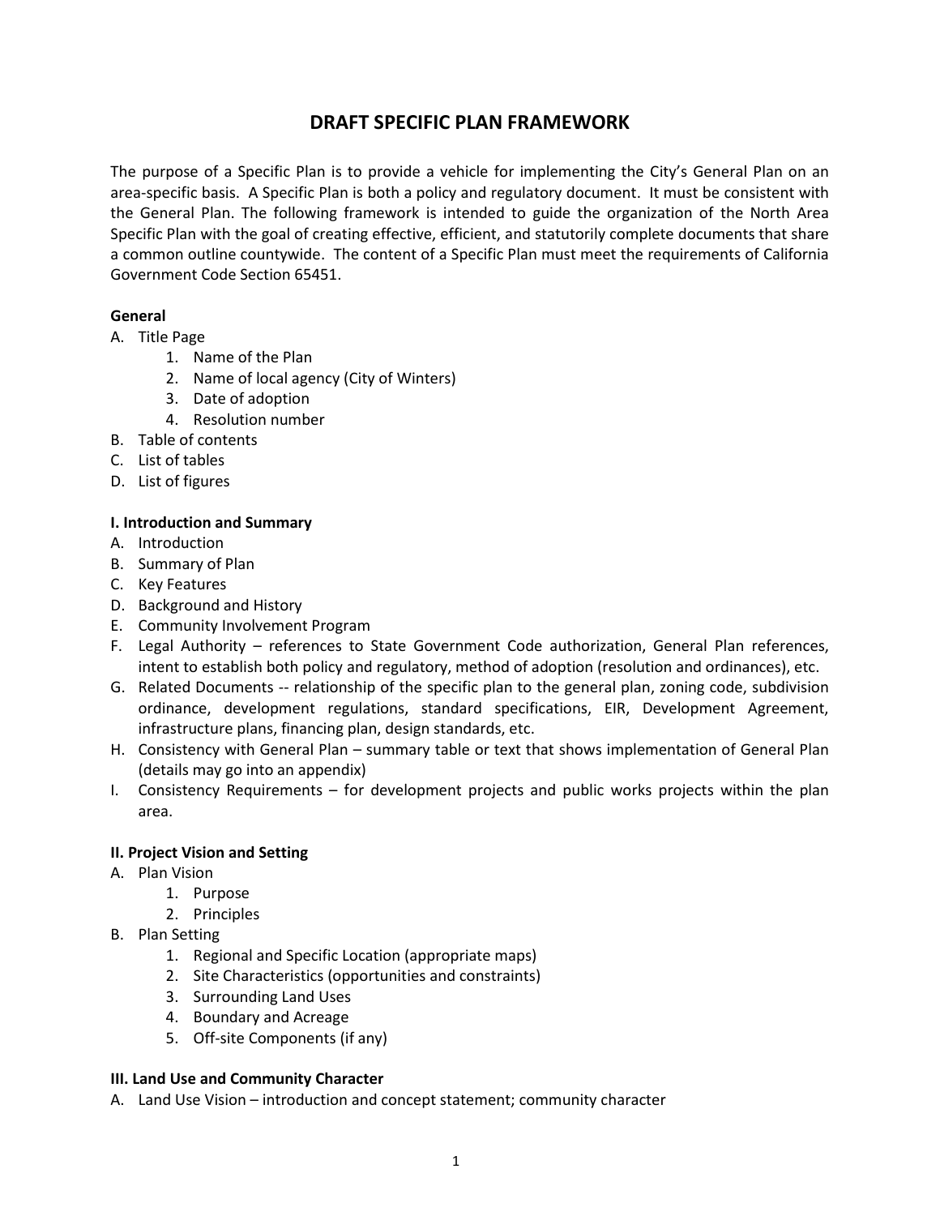# DRAFT SPECIFIC PLAN FRAMEWORK

The purpose of a Specific Plan is to provide a vehicle for implementing the City's General Plan on an area-specific basis. A Specific Plan is both a policy and regulatory document. It must be consistent with the General Plan. The following framework is intended to guide the organization of the North Area Specific Plan with the goal of creating effective, efficient, and statutorily complete documents that share a common outline countywide. The content of a Specific Plan must meet the requirements of California Government Code Section 65451.

**General**

A. Title Page
   1. Name of the Plan
   2. Name of local agency (City of Winters)
   3. Date of adoption
   4. Resolution number
B. Table of contents
C. List of tables
D. List of figures

**I. Introduction and Summary**

A. Introduction
B. Summary of Plan
C. Key Features
D. Background and History
E. Community Involvement Program
F. Legal Authority – references to State Government Code authorization, General Plan references, intent to establish both policy and regulatory, method of adoption (resolution and ordinances), etc.
G. Related Documents -- relationship of the specific plan to the general plan, zoning code, subdivision ordinance, development regulations, standard specifications, EIR, Development Agreement, infrastructure plans, financing plan, design standards, etc.
H. Consistency with General Plan – summary table or text that shows implementation of General Plan (details may go into an appendix)
I. Consistency Requirements – for development projects and public works projects within the plan area.

**II. Project Vision and Setting**

A. Plan Vision
   1. Purpose
   2. Principles
B. Plan Setting
   1. Regional and Specific Location (appropriate maps)
   2. Site Characteristics (opportunities and constraints)
   3. Surrounding Land Uses
   4. Boundary and Acreage
   5. Off-site Components (if any)

**III. Land Use and Community Character**

A. Land Use Vision – introduction and concept statement; community character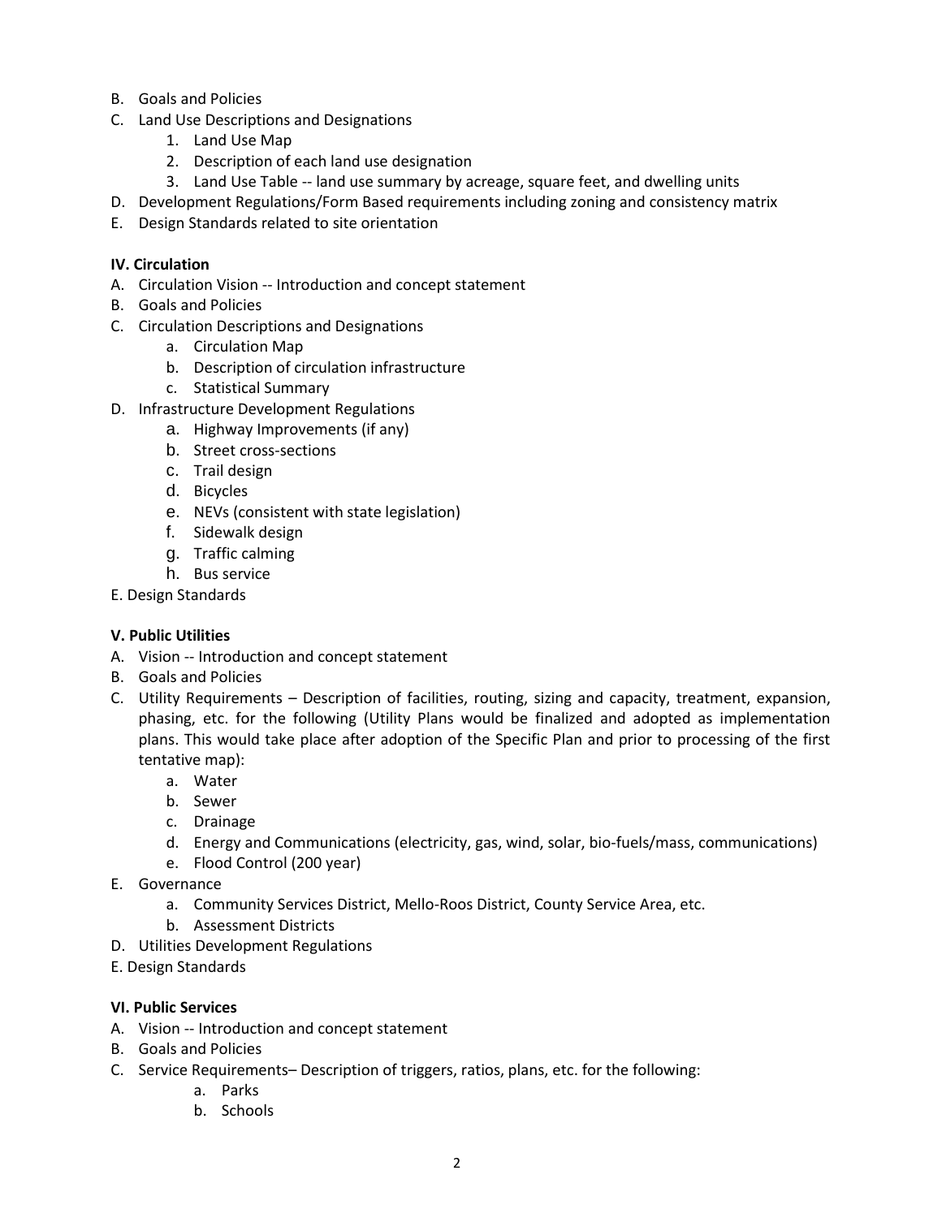B. Goals and Policies
C. Land Use Descriptions and Designations
    1. Land Use Map
    2. Description of each land use designation
    3. Land Use Table -- land use summary by acreage, square feet, and dwelling units
D. Development Regulations/Form Based requirements including zoning and consistency matrix
E. Design Standards related to site orientation

**IV. Circulation**

A. Circulation Vision -- Introduction and concept statement
B. Goals and Policies
C. Circulation Descriptions and Designations
    a. Circulation Map
    b. Description of circulation infrastructure
    c. Statistical Summary
D. Infrastructure Development Regulations
    a. Highway Improvements (if any)
    b. Street cross-sections
    c. Trail design
    d. Bicycles
    e. NEVs (consistent with state legislation)
    f. Sidewalk design
    g. Traffic calming
    h. Bus service
E. Design Standards

**V. Public Utilities**

A. Vision -- Introduction and concept statement
B. Goals and Policies
C. Utility Requirements – Description of facilities, routing, sizing and capacity, treatment, expansion, phasing, etc. for the following (Utility Plans would be finalized and adopted as implementation plans. This would take place after adoption of the Specific Plan and prior to processing of the first tentative map):
    a. Water
    b. Sewer
    c. Drainage
    d. Energy and Communications (electricity, gas, wind, solar, bio-fuels/mass, communications)
    e. Flood Control (200 year)
E. Governance
    a. Community Services District, Mello-Roos District, County Service Area, etc.
    b. Assessment Districts
D. Utilities Development Regulations
E. Design Standards

**VI. Public Services**

A. Vision -- Introduction and concept statement
B. Goals and Policies
C. Service Requirements– Description of triggers, ratios, plans, etc. for the following:
    a. Parks
    b. Schools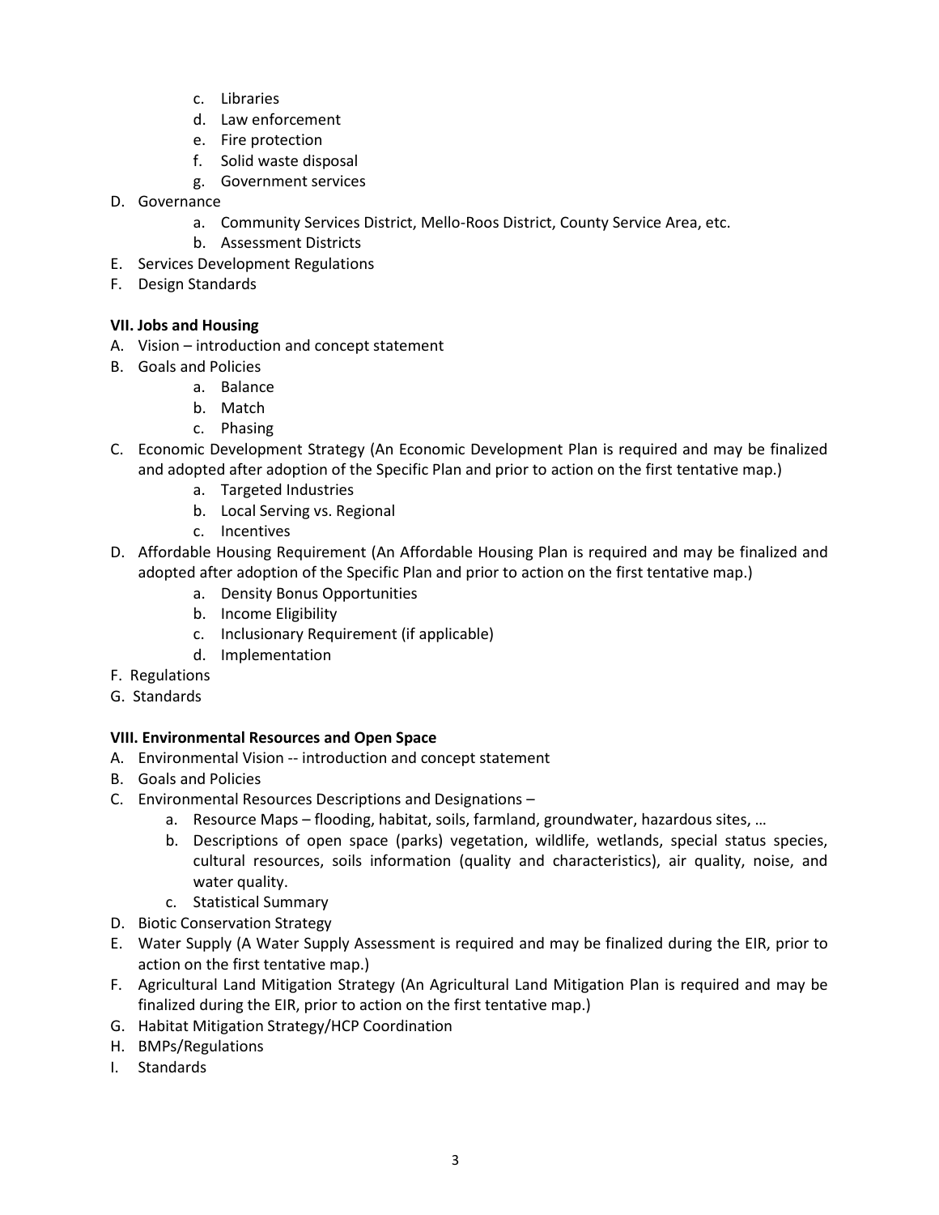c. Libraries
d. Law enforcement
e. Fire protection
f. Solid waste disposal
g. Government services

D. Governance
  a. Community Services District, Mello-Roos District, County Service Area, etc.
  b. Assessment Districts

E. Services Development Regulations

F. Design Standards

**VII. Jobs and Housing**

A. Vision – introduction and concept statement

B. Goals and Policies
  a. Balance
  b. Match
  c. Phasing

C. Economic Development Strategy (An Economic Development Plan is required and may be finalized and adopted after adoption of the Specific Plan and prior to action on the first tentative map.)
  a. Targeted Industries
  b. Local Serving vs. Regional
  c. Incentives

D. Affordable Housing Requirement (An Affordable Housing Plan is required and may be finalized and adopted after adoption of the Specific Plan and prior to action on the first tentative map.)
  a. Density Bonus Opportunities
  b. Income Eligibility
  c. Inclusionary Requirement (if applicable)
  d. Implementation

F. Regulations

G. Standards

**VIII. Environmental Resources and Open Space**

A. Environmental Vision -- introduction and concept statement

B. Goals and Policies

C. Environmental Resources Descriptions and Designations –
  a. Resource Maps – flooding, habitat, soils, farmland, groundwater, hazardous sites, …
  b. Descriptions of open space (parks) vegetation, wildlife, wetlands, special status species, cultural resources, soils information (quality and characteristics), air quality, noise, and water quality.
  c. Statistical Summary

D. Biotic Conservation Strategy

E. Water Supply (A Water Supply Assessment is required and may be finalized during the EIR, prior to action on the first tentative map.)

F. Agricultural Land Mitigation Strategy (An Agricultural Land Mitigation Plan is required and may be finalized during the EIR, prior to action on the first tentative map.)

G. Habitat Mitigation Strategy/HCP Coordination

H. BMPs/Regulations

I. Standards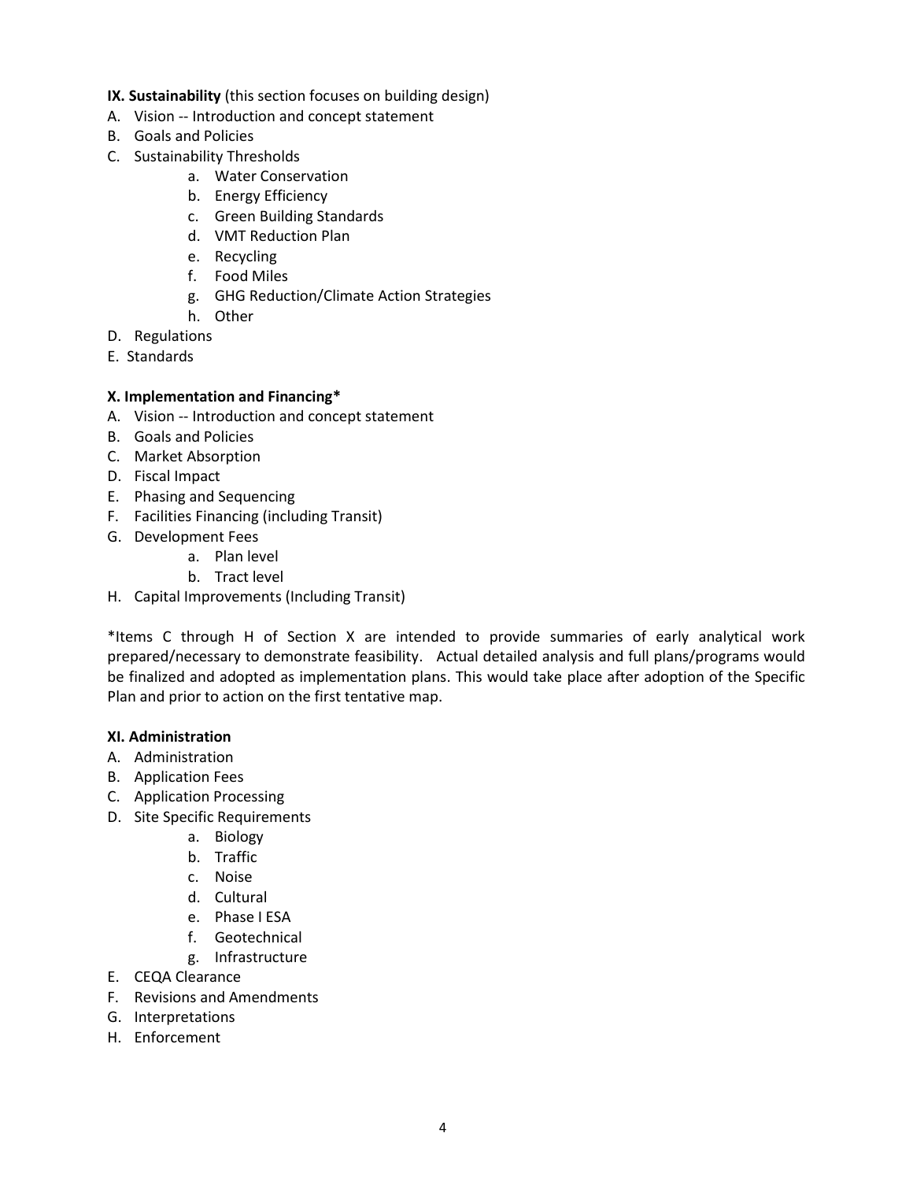**IX. Sustainability** (this section focuses on building design)

A. Vision -- Introduction and concept statement
B. Goals and Policies
C. Sustainability Thresholds
   a. Water Conservation
   b. Energy Efficiency
   c. Green Building Standards
   d. VMT Reduction Plan
   e. Recycling
   f. Food Miles
   g. GHG Reduction/Climate Action Strategies
   h. Other
D. Regulations
E. Standards

**X. Implementation and Financing***

A. Vision -- Introduction and concept statement
B. Goals and Policies
C. Market Absorption
D. Fiscal Impact
E. Phasing and Sequencing
F. Facilities Financing (including Transit)
G. Development Fees
   a. Plan level
   b. Tract level
H. Capital Improvements (Including Transit)

*Items C through H of Section X are intended to provide summaries of early analytical work prepared/necessary to demonstrate feasibility. Actual detailed analysis and full plans/programs would be finalized and adopted as implementation plans. This would take place after adoption of the Specific Plan and prior to action on the first tentative map.

**XI. Administration**

A. Administration
B. Application Fees
C. Application Processing
D. Site Specific Requirements
   a. Biology
   b. Traffic
   c. Noise
   d. Cultural
   e. Phase I ESA
   f. Geotechnical
   g. Infrastructure
E. CEQA Clearance
F. Revisions and Amendments
G. Interpretations
H. Enforcement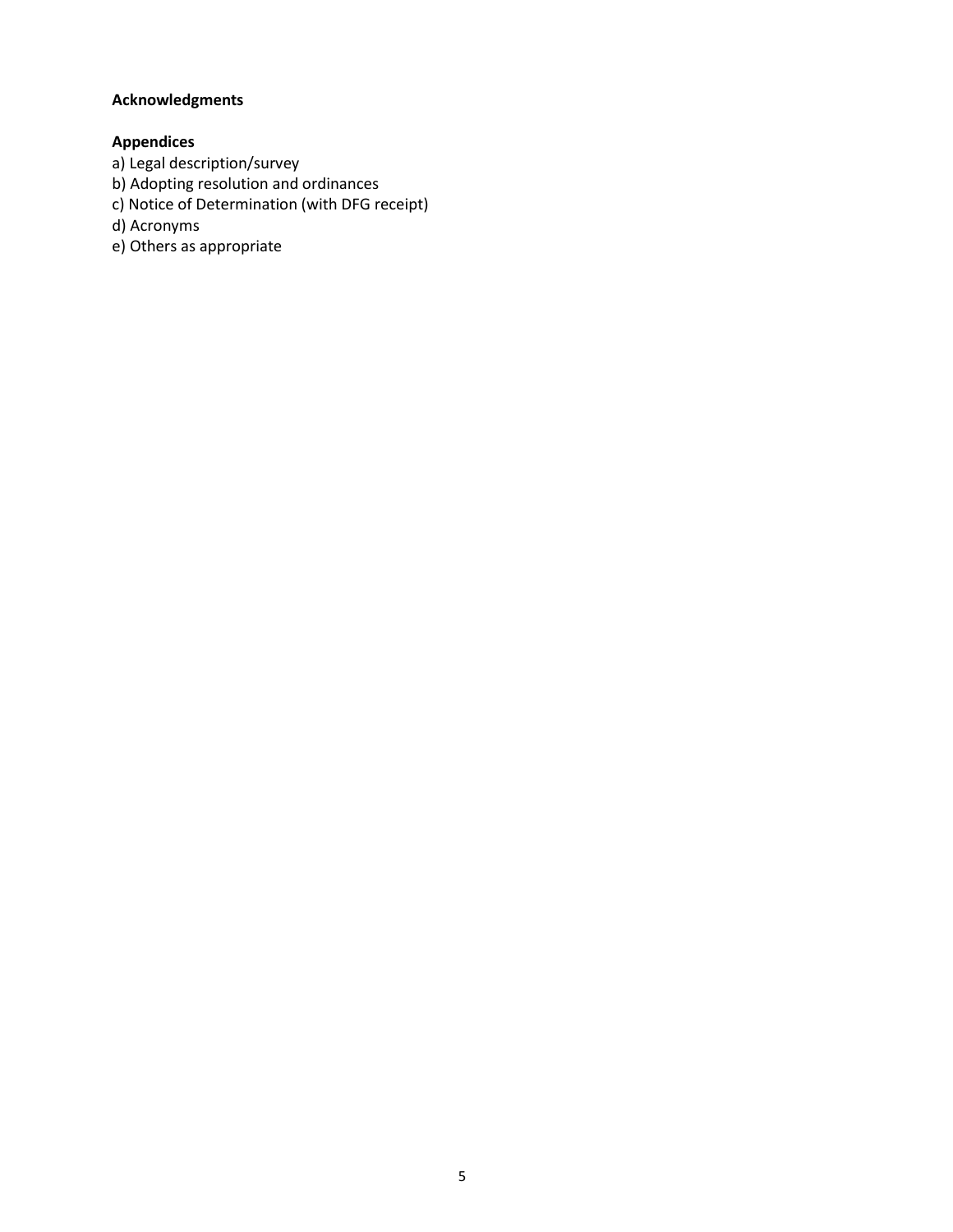**Acknowledgments**

**Appendices**

a) Legal description/survey
b) Adopting resolution and ordinances
c) Notice of Determination (with DFG receipt)
d) Acronyms
e) Others as appropriate